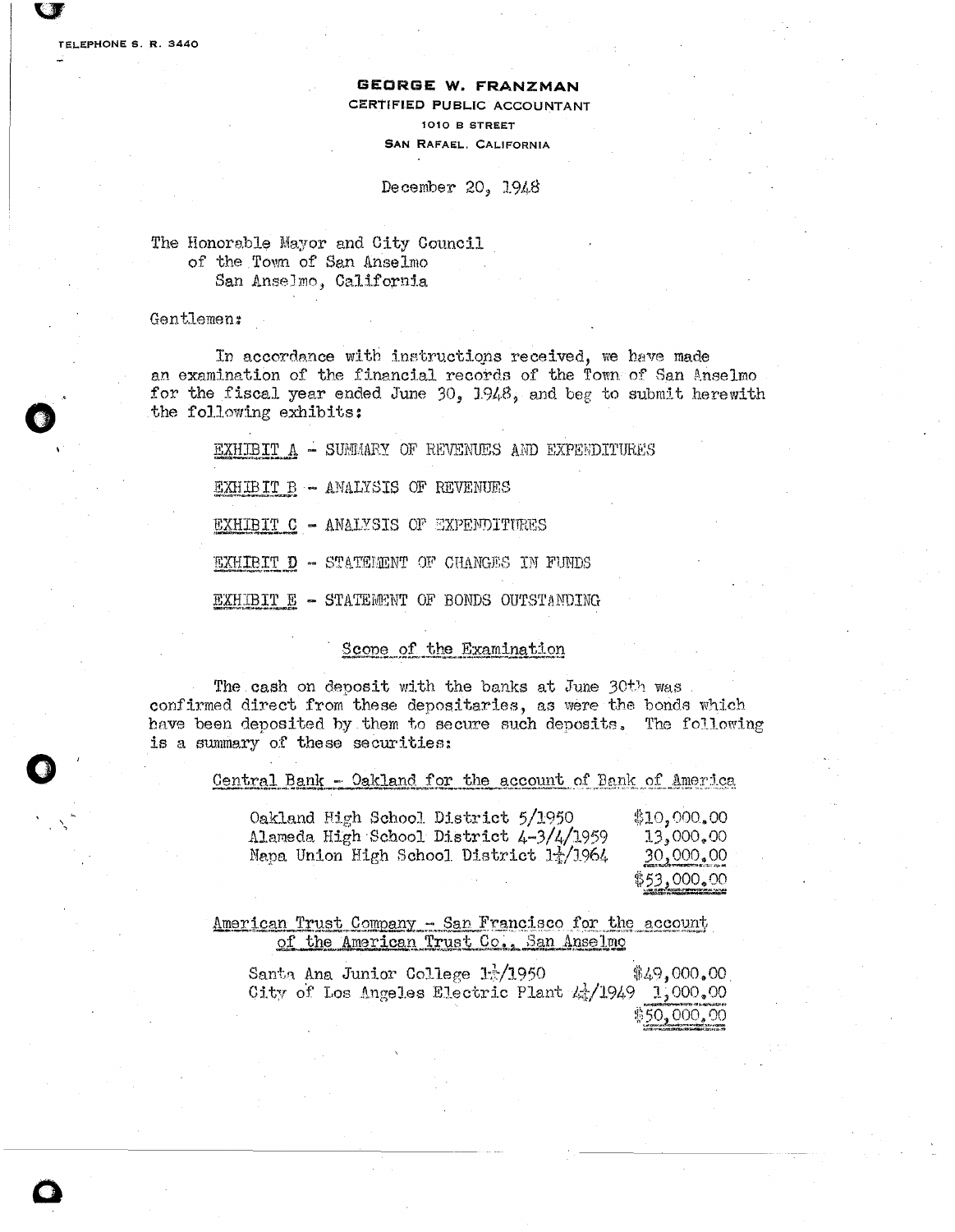TELEPHONE S. R. 3440

**GEORGE W. FRANZMAN**
CERTIFIED PUBLIC ACCOUNTANT
1010 B STREET
SAN RAFAEL, CALIFORNIA

December 20, 1948

The Honorable Mayor and City Council
of the Town of San Anselmo
San Anselmo, California

Gentlemen:

In accordance with instructions received, we have made an examination of the financial records of the Town of San Anselmo for the fiscal year ended June 30, 1948, and beg to submit herewith the following exhibits:

EXHIBIT A - SUMMARY OF REVENUES AND EXPENDITURES

EXHIBIT B - ANALYSIS OF REVENUES

EXHIBIT C - ANALYSIS OF EXPENDITURES

EXHIBIT D - STATEMENT OF CHANGES IN FUNDS

EXHIBIT E - STATEMENT OF BONDS OUTSTANDING

## Scope of the Examination

The cash on deposit with the banks at June 30th was confirmed direct from these depositaries, as were the bonds which have been deposited by them to secure such deposits. The following is a summary of these securities:

Central Bank - Oakland for the account of Bank of America

| | |
|---|---|
| Oakland High School District 5/1950 | $10,000.00 |
| Alameda High School District 4-3/4/1959 | 13,000.00 |
| Napa Union High School District 1½/1964 | 30,000.00 |
| | $53,000.00 |

American Trust Company - San Francisco for the account of the American Trust Co., San Anselmo

| | |
|---|---|
| Santa Ana Junior College 1½/1950 | $49,000.00 |
| City of Los Angeles Electric Plant 4½/1949 | 1,000.00 |
| | $50,000.00 |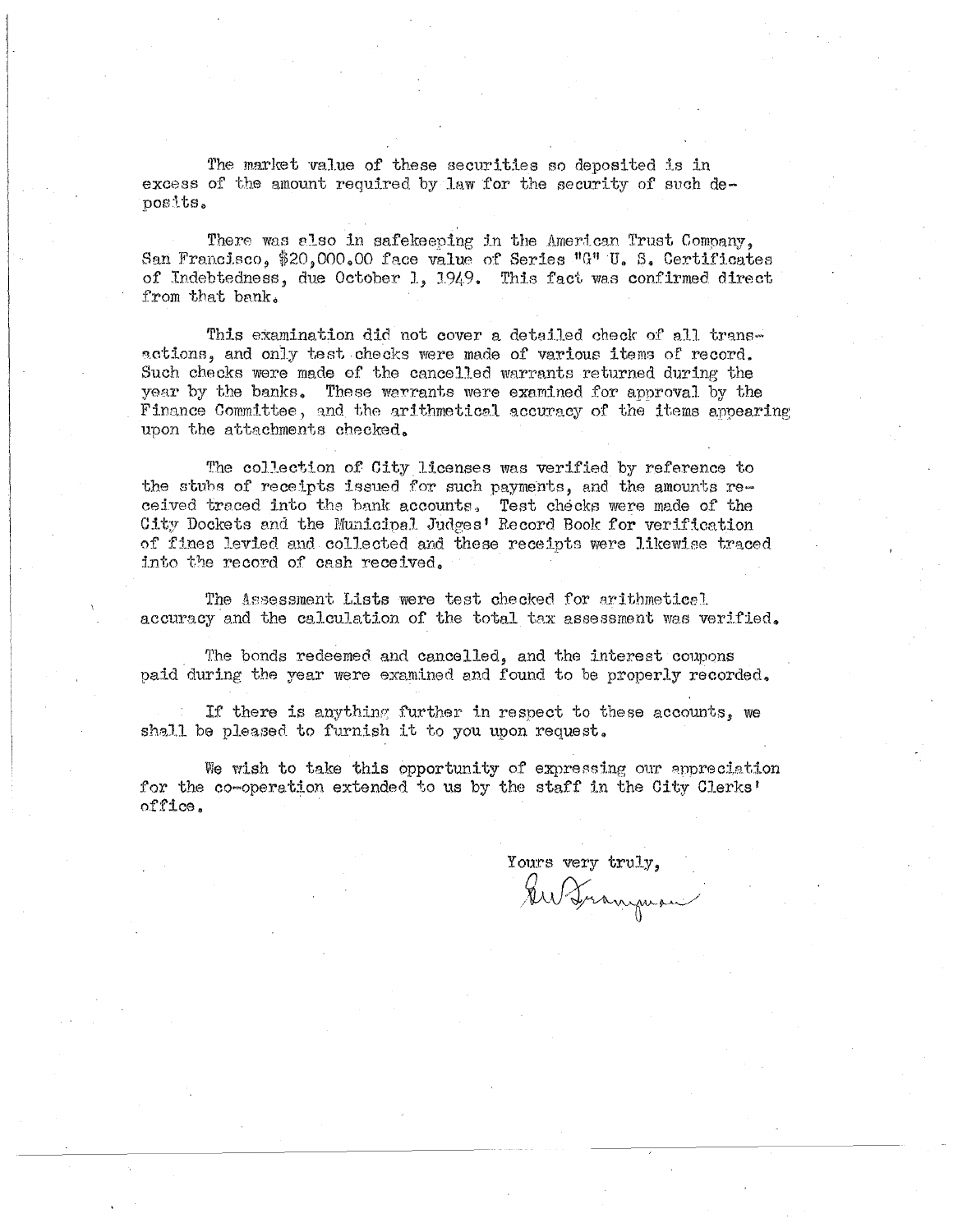The market value of these securities so deposited is in excess of the amount required by law for the security of such deposits.

There was also in safekeeping in the American Trust Company, San Francisco, $20,000.00 face value of Series "G" U. S. Certificates of Indebtedness, due October 1, 1949. This fact was confirmed direct from that bank.

This examination did not cover a detailed check of all transactions, and only test checks were made of various items of record. Such checks were made of the cancelled warrants returned during the year by the banks. These warrants were examined for approval by the Finance Committee, and the arithmetical accuracy of the items appearing upon the attachments checked.

The collection of City licenses was verified by reference to the stubs of receipts issued for such payments, and the amounts received traced into the bank accounts. Test checks were made of the City Dockets and the Municipal Judges' Record Book for verification of fines levied and collected and these receipts were likewise traced into the record of cash received.

The Assessment Lists were test checked for arithmetical accuracy and the calculation of the total tax assessment was verified.

The bonds redeemed and cancelled, and the interest coupons paid during the year were examined and found to be properly recorded.

If there is anything further in respect to these accounts, we shall be pleased to furnish it to you upon request.

We wish to take this opportunity of expressing our appreciation for the co-operation extended to us by the staff in the City Clerks' office.

Yours very truly,

E. W. Frangman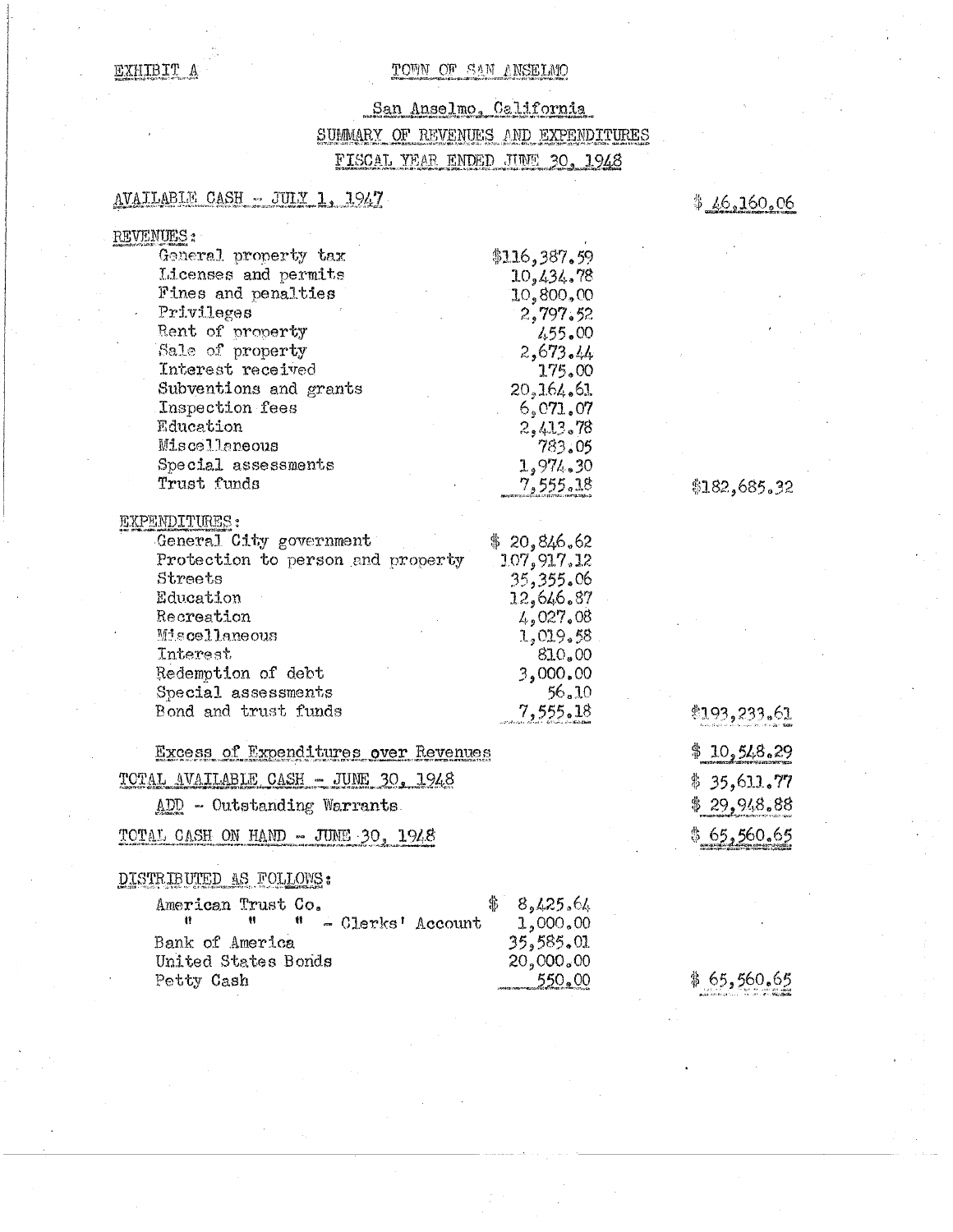EXHIBIT A

# TOWN OF SAN ANSELMO

## San Anselmo, California

## SUMMARY OF REVENUES AND EXPENDITURES

## FISCAL YEAR ENDED JUNE 30, 1948

| | | |
|---|---|---|
| AVAILABLE CASH - JULY 1, 1947 | | $ 46,160.06 |
| **REVENUES:** | | |
| General property tax | $116,387.59 | |
| Licenses and permits | 10,434.78 | |
| Fines and penalties | 10,800.00 | |
| Privileges | 2,797.52 | |
| Rent of property | 455.00 | |
| Sale of property | 2,673.44 | |
| Interest received | 175.00 | |
| Subventions and grants | 20,164.61 | |
| Inspection fees | 6,071.07 | |
| Education | 2,413.78 | |
| Miscellaneous | 783.05 | |
| Special assessments | 1,974.30 | |
| Trust funds | 7,555.18 | $182,685.32 |
| **EXPENDITURES:** | | |
| General City government | $ 20,846.62 | |
| Protection to person and property | 107,917.12 | |
| Streets | 35,355.06 | |
| Education | 12,646.87 | |
| Recreation | 4,027.08 | |
| Miscellaneous | 1,019.58 | |
| Interest | 810.00 | |
| Redemption of debt | 3,000.00 | |
| Special assessments | 56.10 | |
| Bond and trust funds | 7,555.18 | $193,233.61 |
| Excess of Expenditures over Revenues | | $ 10,548.29 |
| TOTAL AVAILABLE CASH - JUNE 30, 1948 | | $ 35,611.77 |
| ADD - Outstanding Warrants | | $ 29,948.88 |
| TOTAL CASH ON HAND - JUNE 30, 1948 | | $ 65,560.65 |
| **DISTRIBUTED AS FOLLOWS:** | | |
| American Trust Co. | $ 8,425.64 | |
| " " " - Clerks' Account | 1,000.00 | |
| Bank of America | 35,585.01 | |
| United States Bonds | 20,000.00 | |
| Petty Cash | 550.00 | $ 65,560.65 |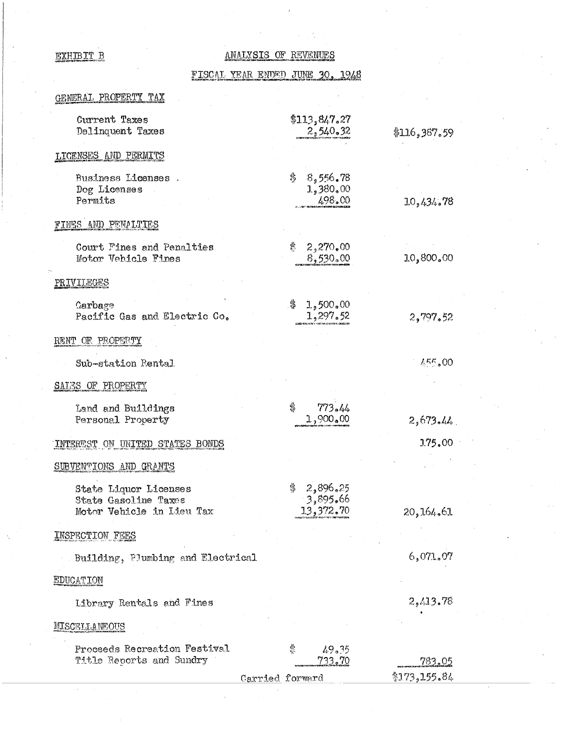EXHIBIT B

## ANALYSIS OF REVENUES

### FISCAL YEAR ENDED JUNE 30, 1948

| | | |
|---|---|---|
| **GENERAL PROPERTY TAX** | | |
| Current Taxes | $113,847.27 | |
| Delinquent Taxes | 2,540.32 | $116,387.59 |
| **LICENSES AND PERMITS** | | |
| Business Licenses | $ 8,556.78 | |
| Dog Licenses | 1,380.00 | |
| Permits | 498.00 | 10,434.78 |
| **FINES AND PENALTIES** | | |
| Court Fines and Penalties | $ 2,270.00 | |
| Motor Vehicle Fines | 8,530.00 | 10,800.00 |
| **PRIVILEGES** | | |
| Garbage | $ 1,500.00 | |
| Pacific Gas and Electric Co. | 1,297.52 | 2,797.52 |
| **RENT OF PROPERTY** | | |
| Sub-station Rental | | 455.00 |
| **SALES OF PROPERTY** | | |
| Land and Buildings | $ 773.44 | |
| Personal Property | 1,900.00 | 2,673.44 |
| **INTEREST ON UNITED STATES BONDS** | | 175.00 |
| **SUBVENTIONS AND GRANTS** | | |
| State Liquor Licenses | $ 2,896.25 | |
| State Gasoline Taxes | 3,895.66 | |
| Motor Vehicle in Lieu Tax | 13,372.70 | 20,164.61 |
| **INSPECTION FEES** | | |
| Building, Plumbing and Electrical | | 6,071.07 |
| **EDUCATION** | | |
| Library Rentals and Fines | | 2,413.78 |
| **MISCELLANEOUS** | | |
| Proceeds Recreation Festival | $ 49.35 | |
| Title Reports and Sundry | 733.70 | 783.05 |
| | Carried forward | $173,155.84 |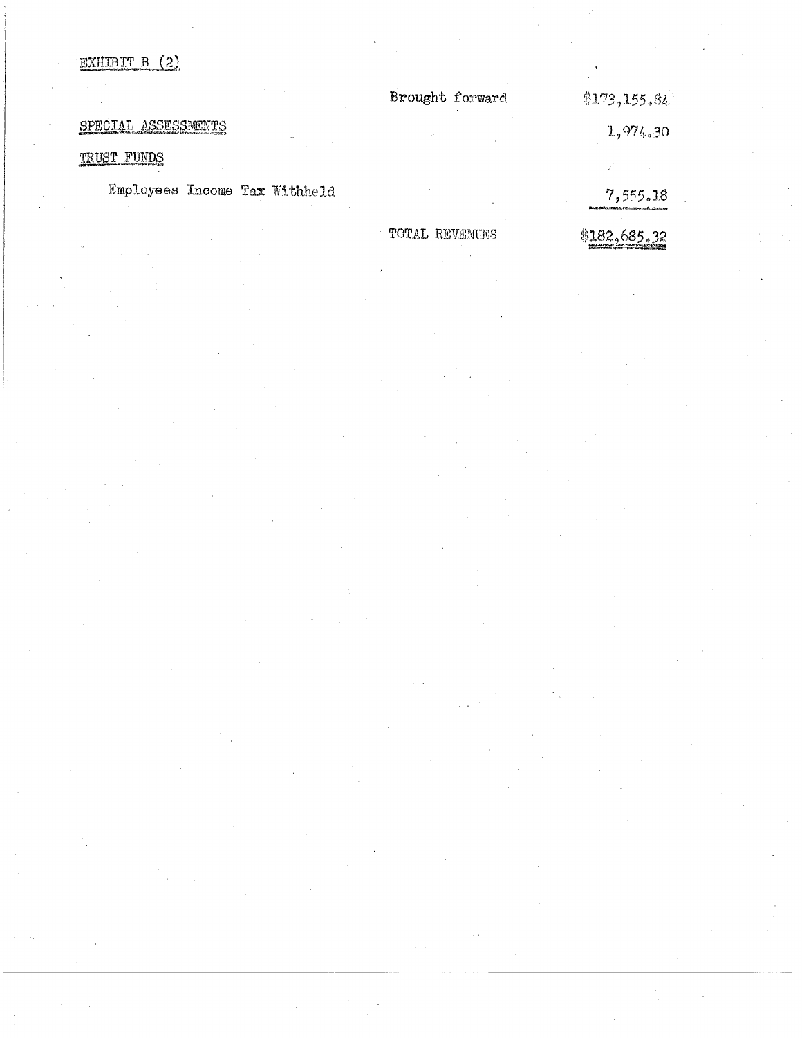EXHIBIT B (2)

| | | |
|---|---|---|
| | Brought forward | $173,155.84 |
| SPECIAL ASSESSMENTS | | 1,974.30 |
| TRUST FUNDS | | |
| Employees Income Tax Withheld | | 7,555.18 |
| | TOTAL REVENUES | $182,685.32 |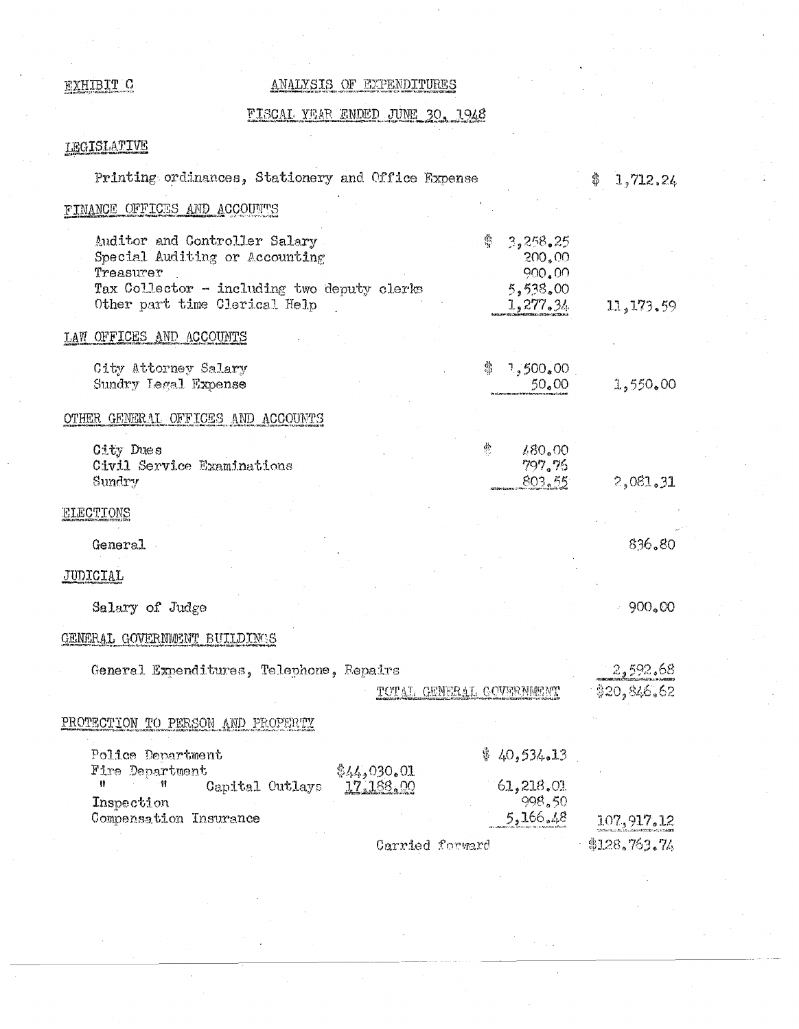EXHIBIT C

# ANALYSIS OF EXPENDITURES

## FISCAL YEAR ENDED JUNE 30, 1948

### LEGISLATIVE

| | | | |
|---|---|---|---|
| Printing ordinances, Stationery and Office Expense | | | $ 1,712.24 |

### FINANCE OFFICES AND ACCOUNTS

| | | | |
|---|---|---|---|
| Auditor and Controller Salary | | $ 3,258.25 | |
| Special Auditing or Accounting | | 200.00 | |
| Treasurer | | 900.00 | |
| Tax Collector - including two deputy clerks | | 5,538.00 | |
| Other part time Clerical Help | | 1,277.34 | 11,173.59 |

### LAW OFFICES AND ACCOUNTS

| | | | |
|---|---|---|---|
| City Attorney Salary | | $ 1,500.00 | |
| Sundry Legal Expense | | 50.00 | 1,550.00 |

### OTHER GENERAL OFFICES AND ACCOUNTS

| | | | |
|---|---|---|---|
| City Dues | | $ 480.00 | |
| Civil Service Examinations | | 797.76 | |
| Sundry | | 803.55 | 2,081.31 |

### ELECTIONS

| | | | |
|---|---|---|---|
| General | | | 836.80 |

### JUDICIAL

| | | | |
|---|---|---|---|
| Salary of Judge | | | 900.00 |

### GENERAL GOVERNMENT BUILDINGS

| | | | |
|---|---|---|---|
| General Expenditures, Telephone, Repairs | | | 2,592.68 |
| TOTAL GENERAL GOVERNMENT | | | $20,846.62 |

### PROTECTION TO PERSON AND PROPERTY

| | | | |
|---|---|---|---|
| Police Department | | $ 40,534.13 | |
| Fire Department | $44,030.01 | | |
| " " Capital Outlays | 17,188.00 | 61,218.01 | |
| Inspection | | 998.50 | |
| Compensation Insurance | | 5,166.48 | 107,917.12 |
| Carried forward | | | $128,763.74 |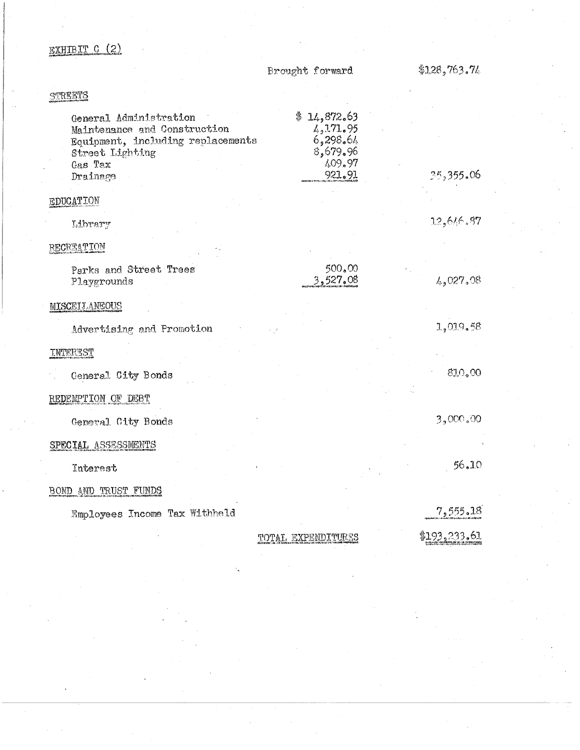EXHIBIT C (2)

| | | |
|---|---|---|
| | Brought forward | $128,763.74 |
| **STREETS** | | |
| General Administration | $ 14,872.63 | |
| Maintenance and Construction | 4,171.95 | |
| Equipment, including replacements | 6,298.64 | |
| Street Lighting | 8,679.96 | |
| Gas Tax | 409.97 | |
| Drainage | 921.91 | 35,355.06 |
| **EDUCATION** | | |
| Library | | 12,646.87 |
| **RECREATION** | | |
| Parks and Street Trees | 500.00 | |
| Playgrounds | 3,527.08 | 4,027.08 |
| **MISCELLANEOUS** | | |
| Advertising and Promotion | | 1,019.58 |
| **INTEREST** | | |
| General City Bonds | | 810.00 |
| **REDEMPTION OF DEBT** | | |
| General City Bonds | | 3,000.00 |
| **SPECIAL ASSESSMENTS** | | |
| Interest | | 56.10 |
| **BOND AND TRUST FUNDS** | | |
| Employees Income Tax Withheld | | 7,555.18 |
| | TOTAL EXPENDITURES | $193,233.61 |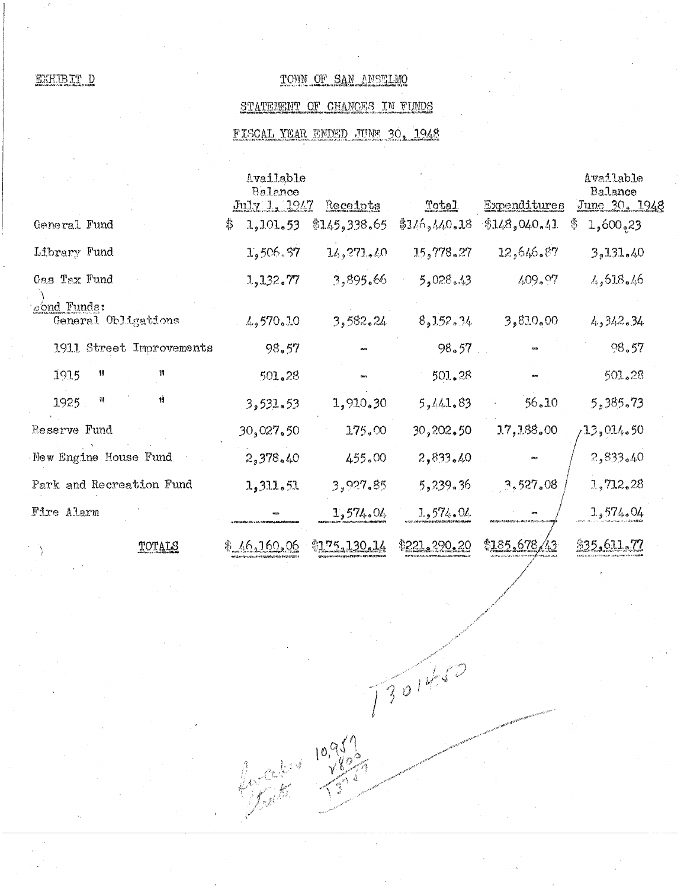EXHIBIT D

# TOWN OF SAN ANSELMO

## STATEMENT OF CHANGES IN FUNDS

## FISCAL YEAR ENDED JUNE 30, 1948

| | Available Balance July 1, 1947 | Receipts | Total | Expenditures | Available Balance June 30, 1948 |
|---|---|---|---|---|---|
| General Fund | $ 1,101.53 | $145,338.65 | $146,440.18 | $148,040.41 | $ 1,600.23 |
| Library Fund | 1,506.87 | 14,271.40 | 15,778.27 | 12,646.87 | 3,131.40 |
| Gas Tax Fund | 1,132.77 | 3,895.66 | 5,028.43 | 409.97 | 4,618.46 |
| Bond Funds: | | | | | |
| General Obligations | 4,570.10 | 3,582.24 | 8,152.34 | 3,810.00 | 4,342.34 |
| 1911 Street Improvements | 98.57 | - | 98.57 | - | 98.57 |
| 1915 " " | 501.28 | - | 501.28 | - | 501.28 |
| 1925 " " | 3,531.53 | 1,910.30 | 5,441.83 | 56.10 | 5,385.73 |
| Reserve Fund | 30,027.50 | 175.00 | 30,202.50 | 17,188.00 | 13,014.50 |
| New Engine House Fund | 2,378.40 | 455.00 | 2,833.40 | - | 2,833.40 |
| Park and Recreation Fund | 1,311.51 | 3,927.85 | 5,239.36 | 3,527.08 | 1,712.28 |
| Fire Alarm | - | 1,574.04 | 1,574.04 | - | 1,574.04 |
| TOTALS | $ 46,160.06 | $175,130.14 | $221,290.20 | $185,678.43 | $35,611.77 |

13014.50

10,957
2800
13757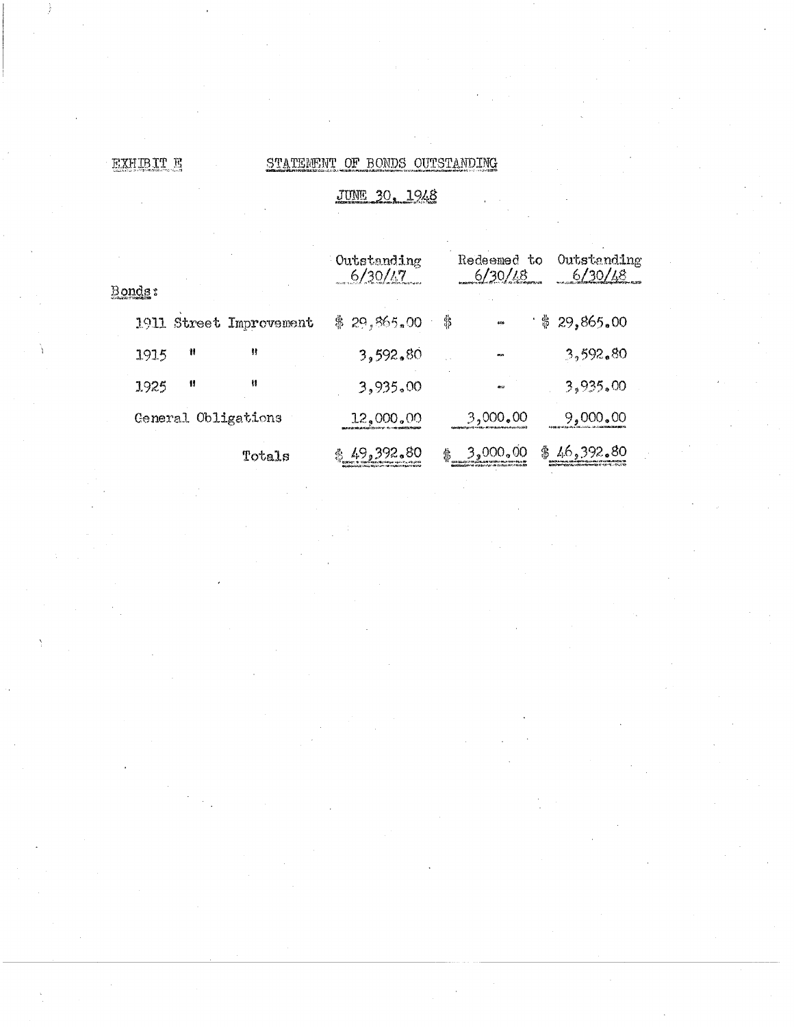EXHIBIT E

# STATEMENT OF BONDS OUTSTANDING

## JUNE 30, 1948

| | Outstanding 6/30/47 | Redeemed to 6/30/48 | Outstanding 6/30/48 |
|---|---|---|---|
| Bonds: | | | |
| 1911 Street Improvement | $ 29,865.00 | $ - | $ 29,865.00 |
| 1915 " " | 3,592.80 | - | 3,592.80 |
| 1925 " " | 3,935.00 | - | 3,935.00 |
| General Obligations | 12,000.00 | 3,000.00 | 9,000.00 |
| Totals | $ 49,392.80 | $ 3,000.00 | $ 46,392.80 |